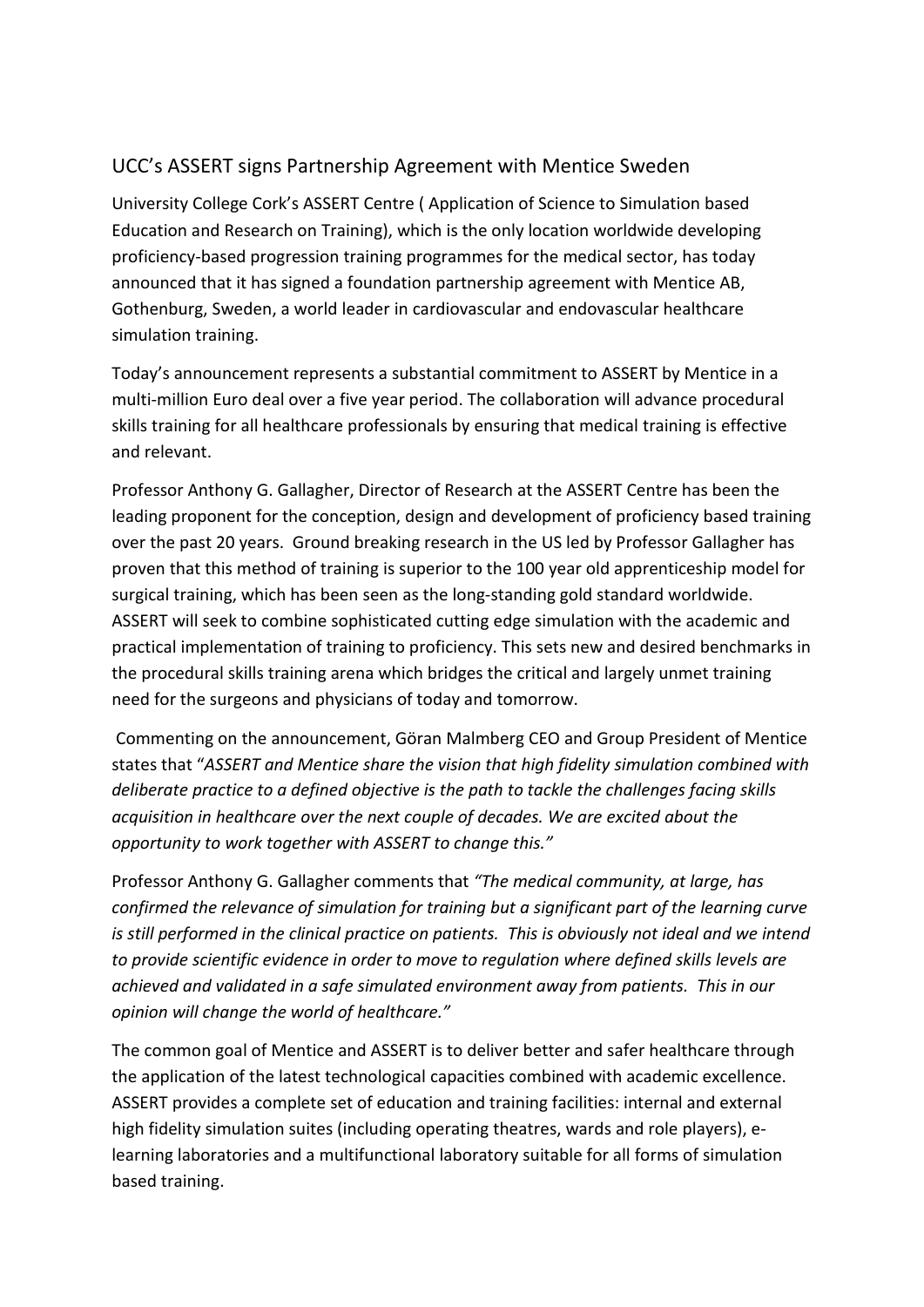# UCC's ASSERT signs Partnership Agreement with Mentice Sweden

University College Cork's ASSERT Centre ( Application of Science to Simulation based Education and Research on Training), which is the only location worldwide developing proficiency-based progression training programmes for the medical sector, has today announced that it has signed a foundation partnership agreement with Mentice AB, Gothenburg, Sweden, a world leader in cardiovascular and endovascular healthcare simulation training.

Today's announcement represents a substantial commitment to ASSERT by Mentice in a multi-million Euro deal over a five year period. The collaboration will advance procedural skills training for all healthcare professionals by ensuring that medical training is effective and relevant.

Professor Anthony G. Gallagher, Director of Research at the ASSERT Centre has been the leading proponent for the conception, design and development of proficiency based training over the past 20 years. Ground breaking research in the US led by Professor Gallagher has proven that this method of training is superior to the 100 year old apprenticeship model for surgical training, which has been seen as the long-standing gold standard worldwide. ASSERT will seek to combine sophisticated cutting edge simulation with the academic and practical implementation of training to proficiency. This sets new and desired benchmarks in the procedural skills training arena which bridges the critical and largely unmet training need for the surgeons and physicians of today and tomorrow.

Commenting on the announcement, Göran Malmberg CEO and Group President of Mentice states that "*ASSERT and Mentice share the vision that high fidelity simulation combined with deliberate practice to a defined objective is the path to tackle the challenges facing skills acquisition in healthcare over the next couple of decades. We are excited about the opportunity to work together with ASSERT to change this."*

Professor Anthony G. Gallagher comments that *"The medical community, at large, has confirmed the relevance of simulation for training but a significant part of the learning curve is still performed in the clinical practice on patients. This is obviously not ideal and we intend to provide scientific evidence in order to move to regulation where defined skills levels are achieved and validated in a safe simulated environment away from patients. This in our opinion will change the world of healthcare."*

The common goal of Mentice and ASSERT is to deliver better and safer healthcare through the application of the latest technological capacities combined with academic excellence. ASSERT provides a complete set of education and training facilities: internal and external high fidelity simulation suites (including operating theatres, wards and role players), e-learning laboratories and a multifunctional laboratory suitable for all forms of simulation based training.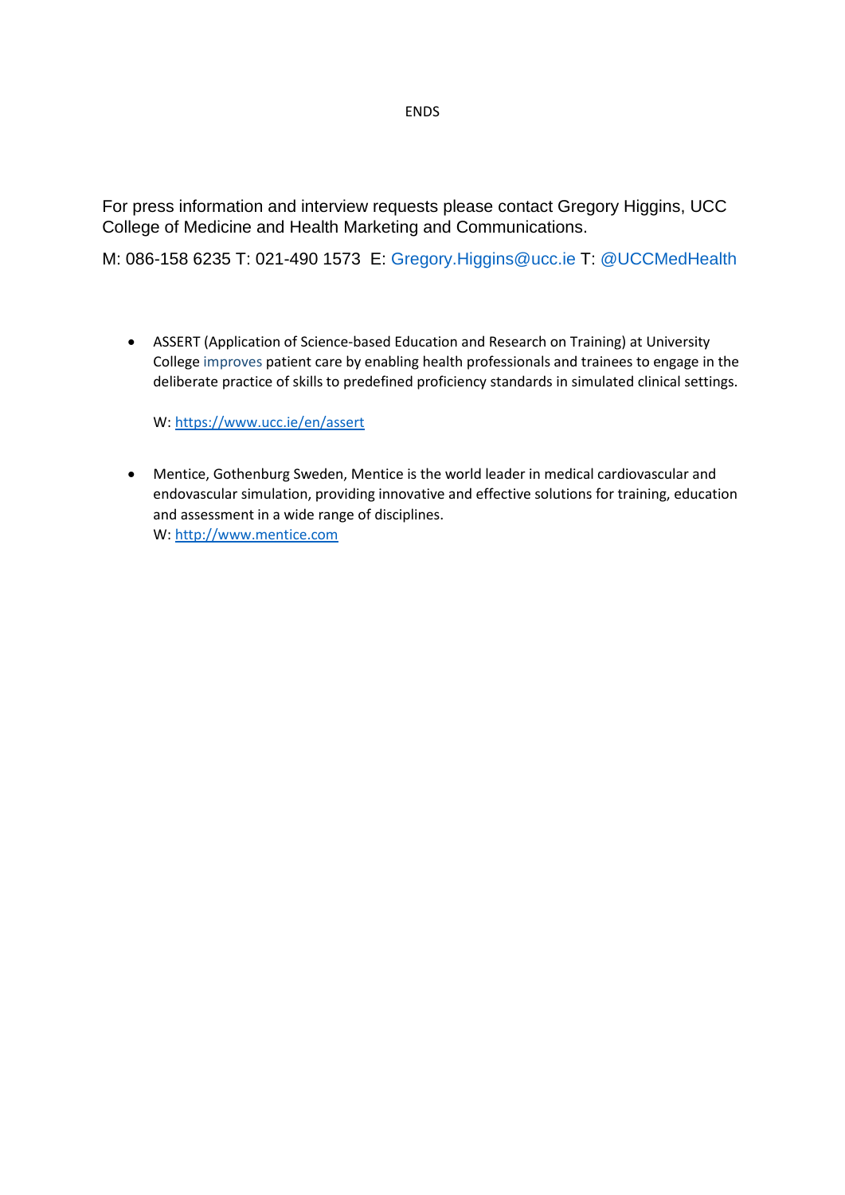ENDS

For press information and interview requests please contact Gregory Higgins, UCC College of Medicine and Health Marketing and Communications.

M: 086-158 6235 T: 021-490 1573 E: Gregory.Higgins@ucc.ie T: @UCCMedHealth

- ASSERT (Application of Science-based Education and Research on Training) at University College improves patient care by enabling health professionals and trainees to engage in the deliberate practice of skills to predefined proficiency standards in simulated clinical settings.

  W: https://www.ucc.ie/en/assert

- Mentice, Gothenburg Sweden, Mentice is the world leader in medical cardiovascular and endovascular simulation, providing innovative and effective solutions for training, education and assessment in a wide range of disciplines.
  W: http://www.mentice.com